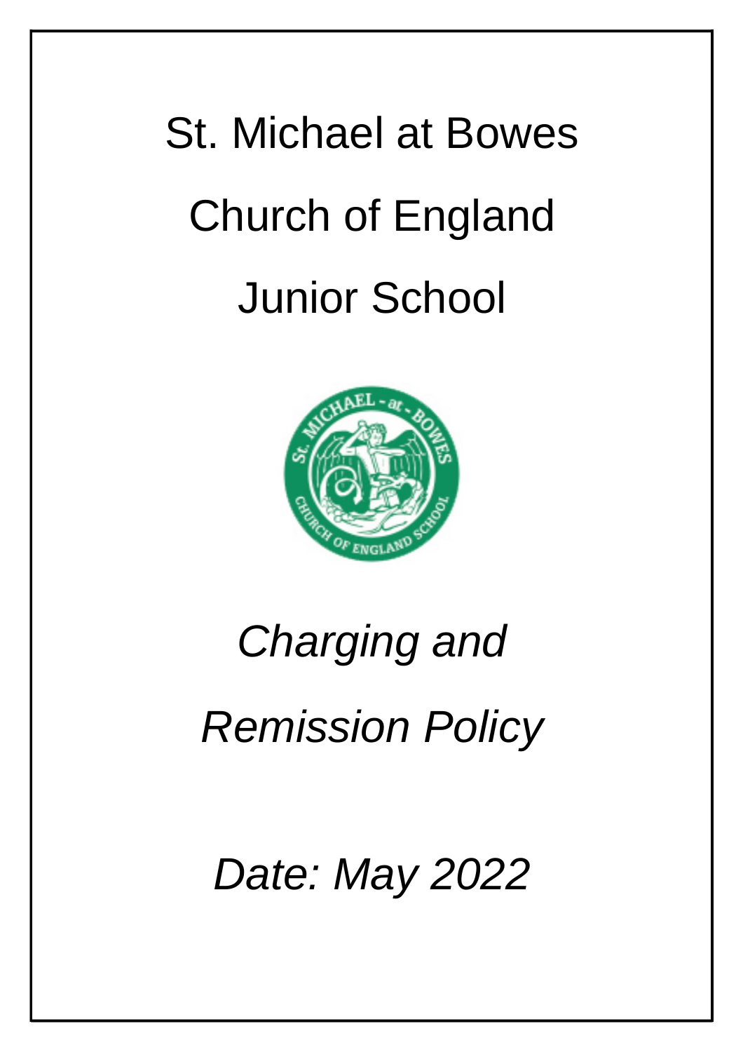# St. Michael at Bowes Church of England Junior School

## *Charging and Remission Policy*

*Date: May 2022*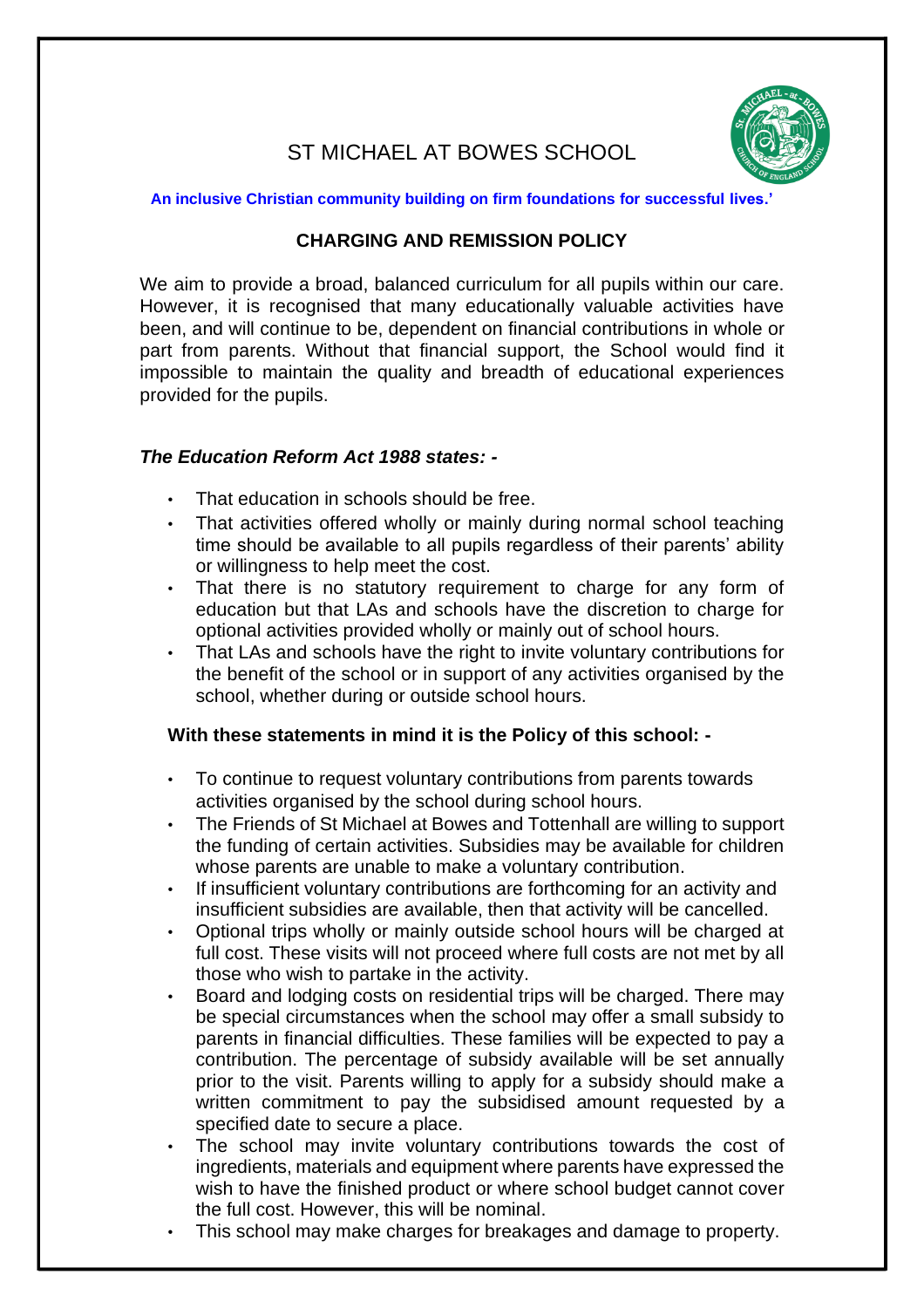# ST MICHAEL AT BOWES SCHOOL

**An inclusive Christian community building on firm foundations for successful lives.'**

## CHARGING AND REMISSION POLICY

We aim to provide a broad, balanced curriculum for all pupils within our care. However, it is recognised that many educationally valuable activities have been, and will continue to be, dependent on financial contributions in whole or part from parents. Without that financial support, the School would find it impossible to maintain the quality and breadth of educational experiences provided for the pupils.

***The Education Reform Act 1988 states: -***

- That education in schools should be free.
- That activities offered wholly or mainly during normal school teaching time should be available to all pupils regardless of their parents' ability or willingness to help meet the cost.
- That there is no statutory requirement to charge for any form of education but that LAs and schools have the discretion to charge for optional activities provided wholly or mainly out of school hours.
- That LAs and schools have the right to invite voluntary contributions for the benefit of the school or in support of any activities organised by the school, whether during or outside school hours.

**With these statements in mind it is the Policy of this school: -**

- To continue to request voluntary contributions from parents towards activities organised by the school during school hours.
- The Friends of St Michael at Bowes and Tottenhall are willing to support the funding of certain activities. Subsidies may be available for children whose parents are unable to make a voluntary contribution.
- If insufficient voluntary contributions are forthcoming for an activity and insufficient subsidies are available, then that activity will be cancelled.
- Optional trips wholly or mainly outside school hours will be charged at full cost. These visits will not proceed where full costs are not met by all those who wish to partake in the activity.
- Board and lodging costs on residential trips will be charged. There may be special circumstances when the school may offer a small subsidy to parents in financial difficulties. These families will be expected to pay a contribution. The percentage of subsidy available will be set annually prior to the visit. Parents willing to apply for a subsidy should make a written commitment to pay the subsidised amount requested by a specified date to secure a place.
- The school may invite voluntary contributions towards the cost of ingredients, materials and equipment where parents have expressed the wish to have the finished product or where school budget cannot cover the full cost. However, this will be nominal.
- This school may make charges for breakages and damage to property.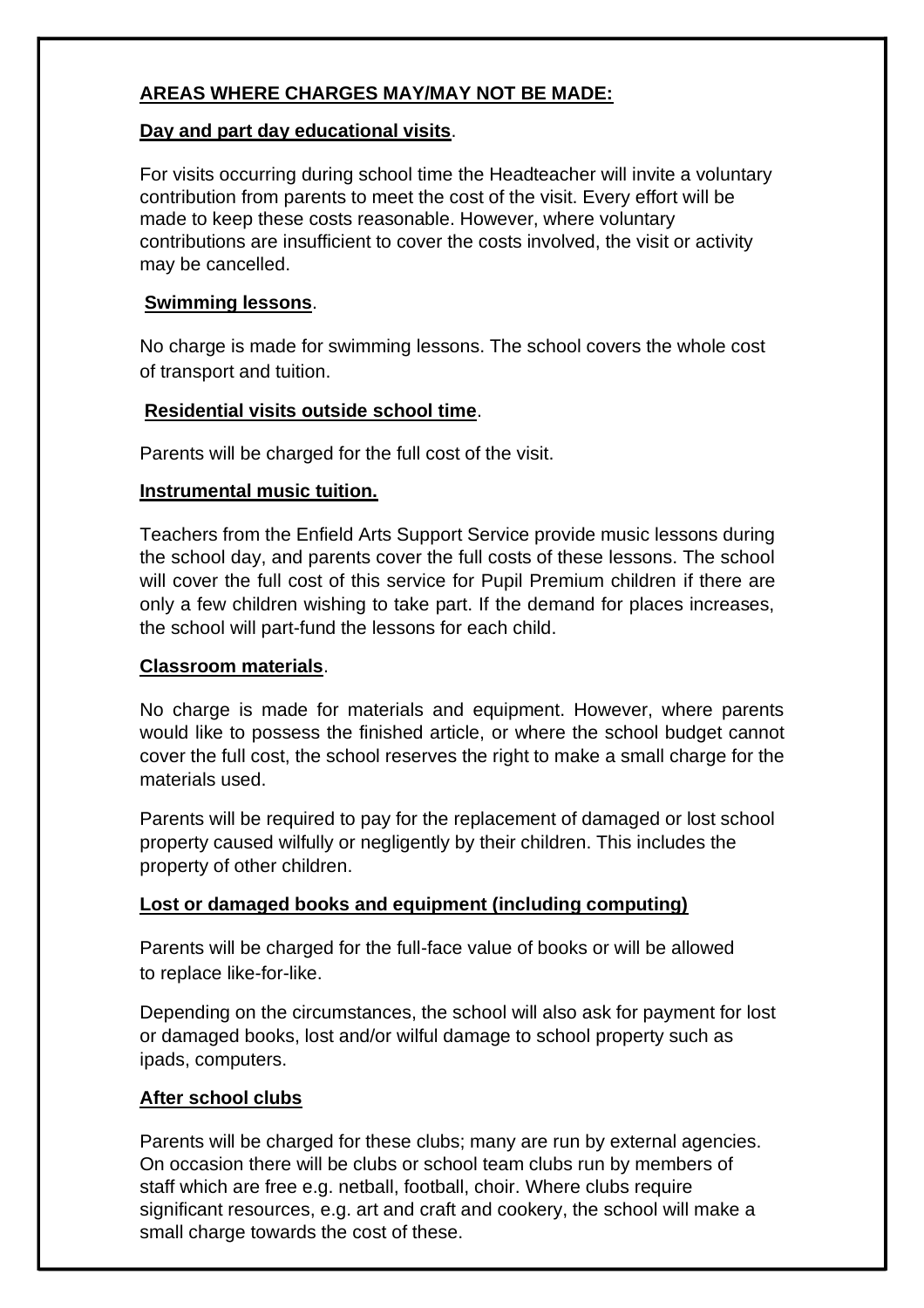## AREAS WHERE CHARGES MAY/MAY NOT BE MADE:

### Day and part day educational visits.

For visits occurring during school time the Headteacher will invite a voluntary contribution from parents to meet the cost of the visit. Every effort will be made to keep these costs reasonable. However, where voluntary contributions are insufficient to cover the costs involved, the visit or activity may be cancelled.

### Swimming lessons.

No charge is made for swimming lessons. The school covers the whole cost of transport and tuition.

### Residential visits outside school time.

Parents will be charged for the full cost of the visit.

### Instrumental music tuition.

Teachers from the Enfield Arts Support Service provide music lessons during the school day, and parents cover the full costs of these lessons. The school will cover the full cost of this service for Pupil Premium children if there are only a few children wishing to take part. If the demand for places increases, the school will part-fund the lessons for each child.

### Classroom materials.

No charge is made for materials and equipment. However, where parents would like to possess the finished article, or where the school budget cannot cover the full cost, the school reserves the right to make a small charge for the materials used.

Parents will be required to pay for the replacement of damaged or lost school property caused wilfully or negligently by their children. This includes the property of other children.

### Lost or damaged books and equipment (including computing)

Parents will be charged for the full-face value of books or will be allowed to replace like-for-like.

Depending on the circumstances, the school will also ask for payment for lost or damaged books, lost and/or wilful damage to school property such as ipads, computers.

### After school clubs

Parents will be charged for these clubs; many are run by external agencies. On occasion there will be clubs or school team clubs run by members of staff which are free e.g. netball, football, choir. Where clubs require significant resources, e.g. art and craft and cookery, the school will make a small charge towards the cost of these.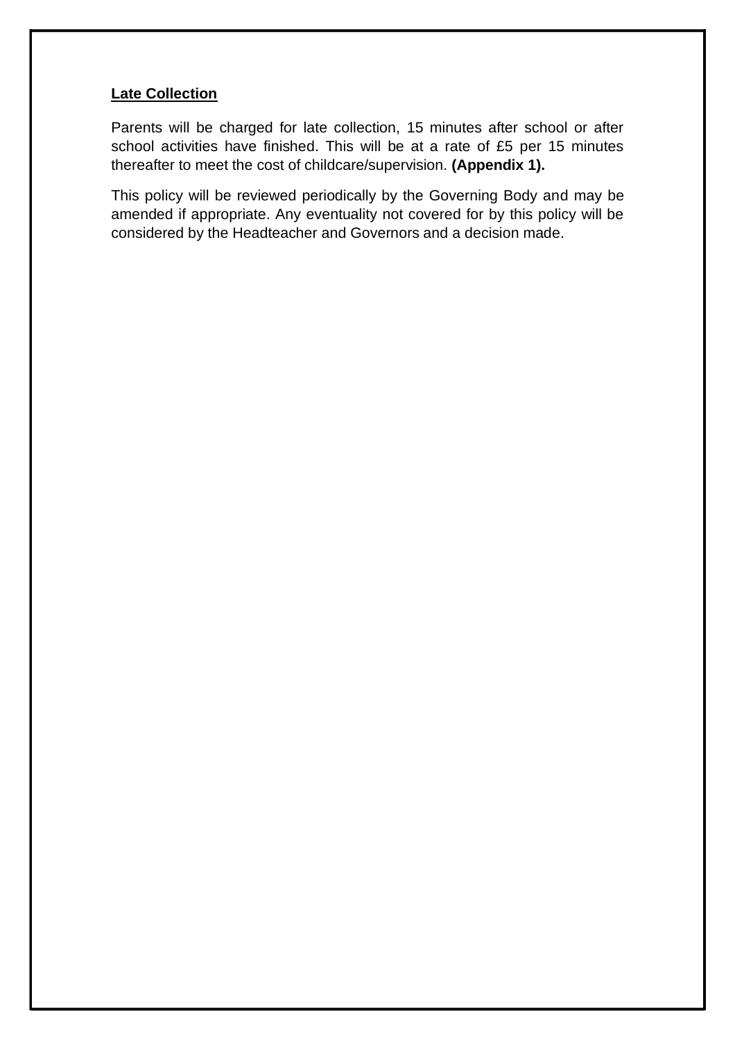**Late Collection**

Parents will be charged for late collection, 15 minutes after school or after school activities have finished. This will be at a rate of £5 per 15 minutes thereafter to meet the cost of childcare/supervision. **(Appendix 1).**

This policy will be reviewed periodically by the Governing Body and may be amended if appropriate. Any eventuality not covered for by this policy will be considered by the Headteacher and Governors and a decision made.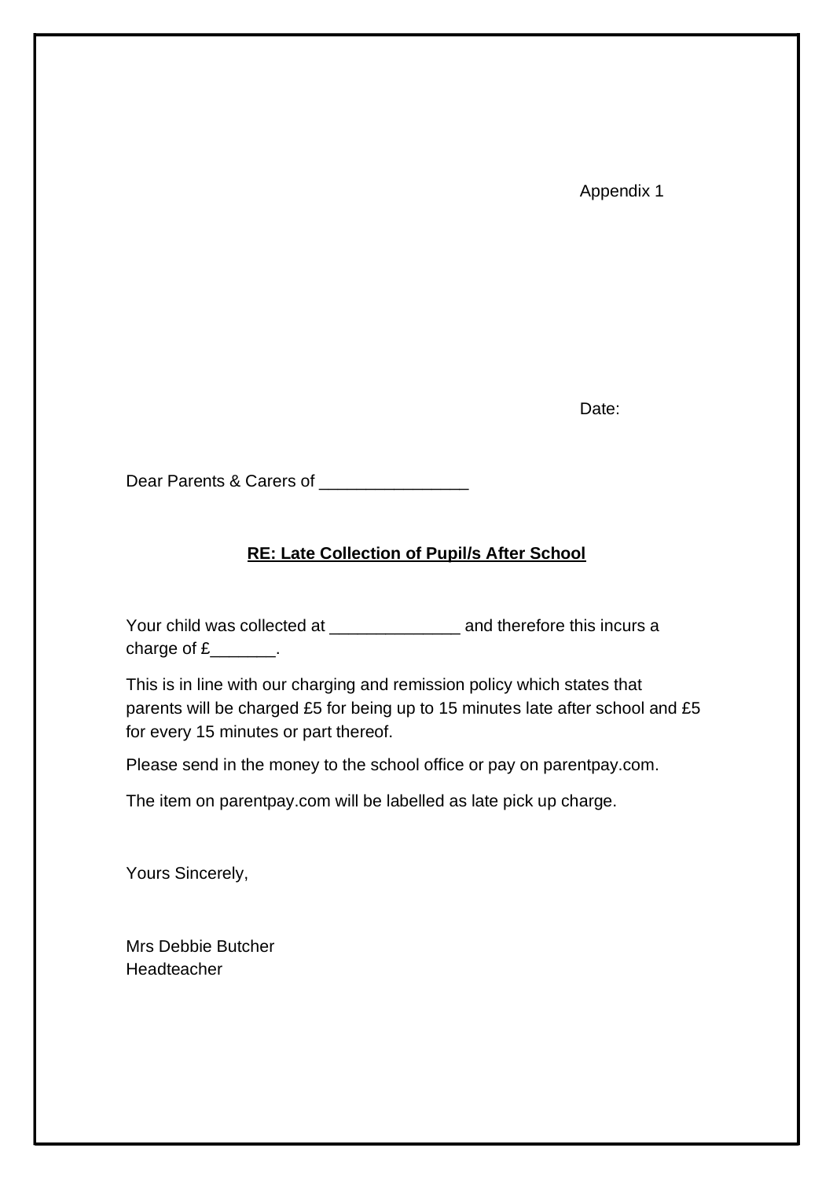Appendix 1

Date:

Dear Parents & Carers of ________________

**RE: Late Collection of Pupil/s After School**

Your child was collected at ______________ and therefore this incurs a charge of £_______.

This is in line with our charging and remission policy which states that parents will be charged £5 for being up to 15 minutes late after school and £5 for every 15 minutes or part thereof.

Please send in the money to the school office or pay on parentpay.com.

The item on parentpay.com will be labelled as late pick up charge.

Yours Sincerely,

Mrs Debbie Butcher
Headteacher